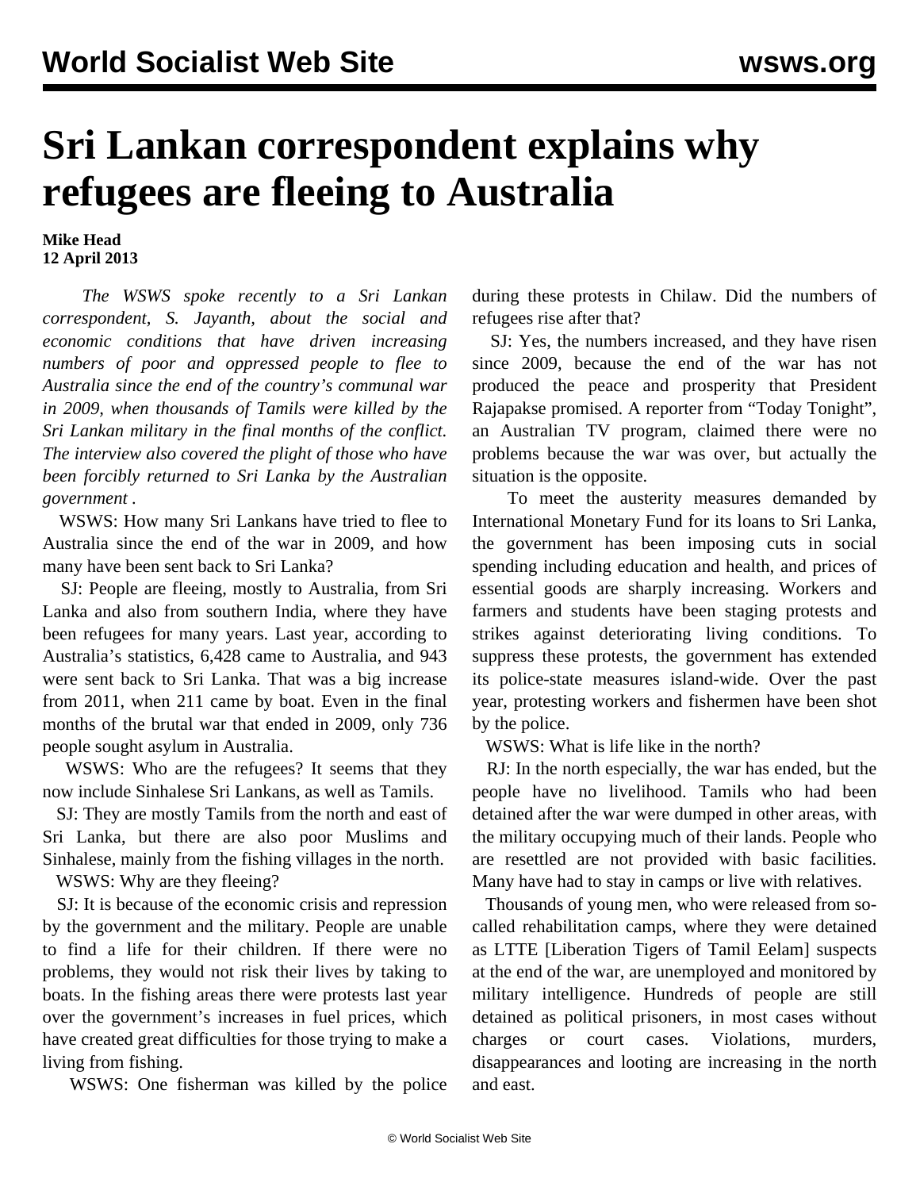# Sri Lankan correspondent explains why refugees are fleeing to Australia

**Mike Head**
**12 April 2013**

*The WSWS spoke recently to a Sri Lankan correspondent, S. Jayanth, about the social and economic conditions that have driven increasing numbers of poor and oppressed people to flee to Australia since the end of the country's communal war in 2009, when thousands of Tamils were killed by the Sri Lankan military in the final months of the conflict. The interview also covered the plight of those who have been forcibly returned to Sri Lanka by the Australian government .*

WSWS: How many Sri Lankans have tried to flee to Australia since the end of the war in 2009, and how many have been sent back to Sri Lanka?

SJ: People are fleeing, mostly to Australia, from Sri Lanka and also from southern India, where they have been refugees for many years. Last year, according to Australia's statistics, 6,428 came to Australia, and 943 were sent back to Sri Lanka. That was a big increase from 2011, when 211 came by boat. Even in the final months of the brutal war that ended in 2009, only 736 people sought asylum in Australia.

WSWS: Who are the refugees? It seems that they now include Sinhalese Sri Lankans, as well as Tamils.

SJ: They are mostly Tamils from the north and east of Sri Lanka, but there are also poor Muslims and Sinhalese, mainly from the fishing villages in the north.

WSWS: Why are they fleeing?

SJ: It is because of the economic crisis and repression by the government and the military. People are unable to find a life for their children. If there were no problems, they would not risk their lives by taking to boats. In the fishing areas there were protests last year over the government's increases in fuel prices, which have created great difficulties for those trying to make a living from fishing.

WSWS: One fisherman was killed by the police during these protests in Chilaw. Did the numbers of refugees rise after that?

SJ: Yes, the numbers increased, and they have risen since 2009, because the end of the war has not produced the peace and prosperity that President Rajapakse promised. A reporter from "Today Tonight", an Australian TV program, claimed there were no problems because the war was over, but actually the situation is the opposite.

To meet the austerity measures demanded by International Monetary Fund for its loans to Sri Lanka, the government has been imposing cuts in social spending including education and health, and prices of essential goods are sharply increasing. Workers and farmers and students have been staging protests and strikes against deteriorating living conditions. To suppress these protests, the government has extended its police-state measures island-wide. Over the past year, protesting workers and fishermen have been shot by the police.

WSWS: What is life like in the north?

RJ: In the north especially, the war has ended, but the people have no livelihood. Tamils who had been detained after the war were dumped in other areas, with the military occupying much of their lands. People who are resettled are not provided with basic facilities. Many have had to stay in camps or live with relatives.

Thousands of young men, who were released from so-called rehabilitation camps, where they were detained as LTTE [Liberation Tigers of Tamil Eelam] suspects at the end of the war, are unemployed and monitored by military intelligence. Hundreds of people are still detained as political prisoners, in most cases without charges or court cases. Violations, murders, disappearances and looting are increasing in the north and east.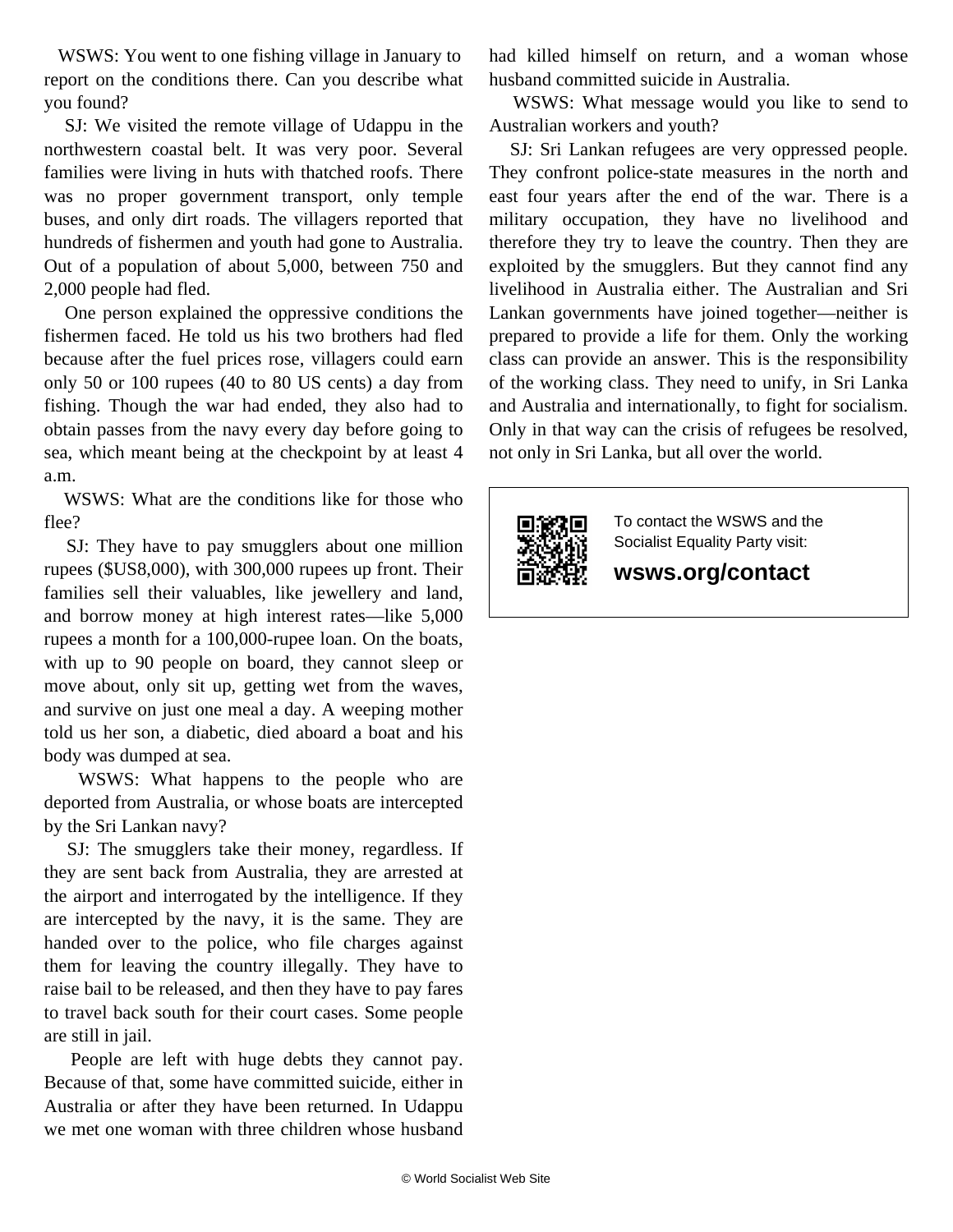WSWS: You went to one fishing village in January to report on the conditions there. Can you describe what you found?

SJ: We visited the remote village of Udappu in the northwestern coastal belt. It was very poor. Several families were living in huts with thatched roofs. There was no proper government transport, only temple buses, and only dirt roads. The villagers reported that hundreds of fishermen and youth had gone to Australia. Out of a population of about 5,000, between 750 and 2,000 people had fled.

One person explained the oppressive conditions the fishermen faced. He told us his two brothers had fled because after the fuel prices rose, villagers could earn only 50 or 100 rupees (40 to 80 US cents) a day from fishing. Though the war had ended, they also had to obtain passes from the navy every day before going to sea, which meant being at the checkpoint by at least 4 a.m.

WSWS: What are the conditions like for those who flee?

SJ: They have to pay smugglers about one million rupees ($US8,000), with 300,000 rupees up front. Their families sell their valuables, like jewellery and land, and borrow money at high interest rates—like 5,000 rupees a month for a 100,000-rupee loan. On the boats, with up to 90 people on board, they cannot sleep or move about, only sit up, getting wet from the waves, and survive on just one meal a day. A weeping mother told us her son, a diabetic, died aboard a boat and his body was dumped at sea.

WSWS: What happens to the people who are deported from Australia, or whose boats are intercepted by the Sri Lankan navy?

SJ: The smugglers take their money, regardless. If they are sent back from Australia, they are arrested at the airport and interrogated by the intelligence. If they are intercepted by the navy, it is the same. They are handed over to the police, who file charges against them for leaving the country illegally. They have to raise bail to be released, and then they have to pay fares to travel back south for their court cases. Some people are still in jail.

People are left with huge debts they cannot pay. Because of that, some have committed suicide, either in Australia or after they have been returned. In Udappu we met one woman with three children whose husband had killed himself on return, and a woman whose husband committed suicide in Australia.

WSWS: What message would you like to send to Australian workers and youth?

SJ: Sri Lankan refugees are very oppressed people. They confront police-state measures in the north and east four years after the end of the war. There is a military occupation, they have no livelihood and therefore they try to leave the country. Then they are exploited by the smugglers. But they cannot find any livelihood in Australia either. The Australian and Sri Lankan governments have joined together—neither is prepared to provide a life for them. Only the working class can provide an answer. This is the responsibility of the working class. They need to unify, in Sri Lanka and Australia and internationally, to fight for socialism. Only in that way can the crisis of refugees be resolved, not only in Sri Lanka, but all over the world.

To contact the WSWS and the Socialist Equality Party visit:

**wsws.org/contact**